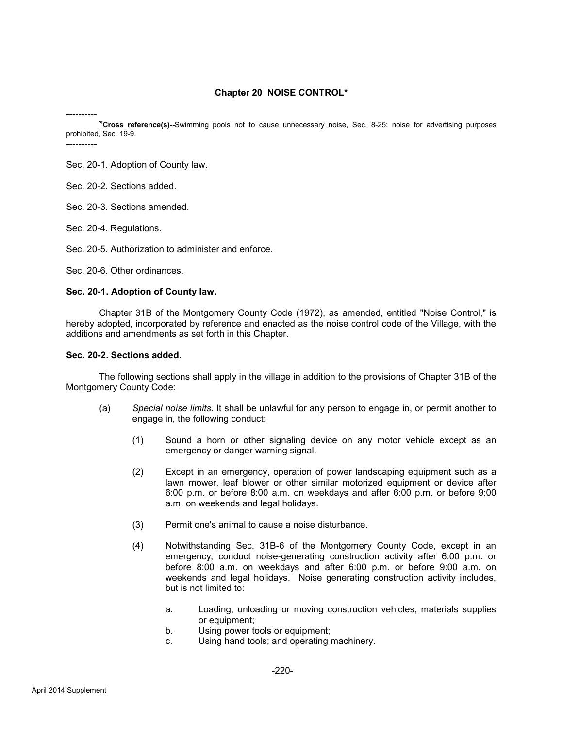## Chapter 20 NOISE CONTROL*

----------

***Cross reference(s)--**Swimming pools not to cause unnecessary noise, Sec. 8-25; noise for advertising purposes prohibited, Sec. 19-9.

----------

Sec. 20-1. Adoption of County law.

Sec. 20-2. Sections added.

Sec. 20-3. Sections amended.

Sec. 20-4. Regulations.

Sec. 20-5. Authorization to administer and enforce.

Sec. 20-6. Other ordinances.

### Sec. 20-1. Adoption of County law.

Chapter 31B of the Montgomery County Code (1972), as amended, entitled "Noise Control," is hereby adopted, incorporated by reference and enacted as the noise control code of the Village, with the additions and amendments as set forth in this Chapter.

### Sec. 20-2. Sections added.

The following sections shall apply in the village in addition to the provisions of Chapter 31B of the Montgomery County Code:

(a) *Special noise limits.* It shall be unlawful for any person to engage in, or permit another to engage in, the following conduct:

(1) Sound a horn or other signaling device on any motor vehicle except as an emergency or danger warning signal.

(2) Except in an emergency, operation of power landscaping equipment such as a lawn mower, leaf blower or other similar motorized equipment or device after 6:00 p.m. or before 8:00 a.m. on weekdays and after 6:00 p.m. or before 9:00 a.m. on weekends and legal holidays.

(3) Permit one's animal to cause a noise disturbance.

(4) Notwithstanding Sec. 31B-6 of the Montgomery County Code, except in an emergency, conduct noise-generating construction activity after 6:00 p.m. or before 8:00 a.m. on weekdays and after 6:00 p.m. or before 9:00 a.m. on weekends and legal holidays. Noise generating construction activity includes, but is not limited to:

a. Loading, unloading or moving construction vehicles, materials supplies or equipment;

b. Using power tools or equipment;

c. Using hand tools; and operating machinery.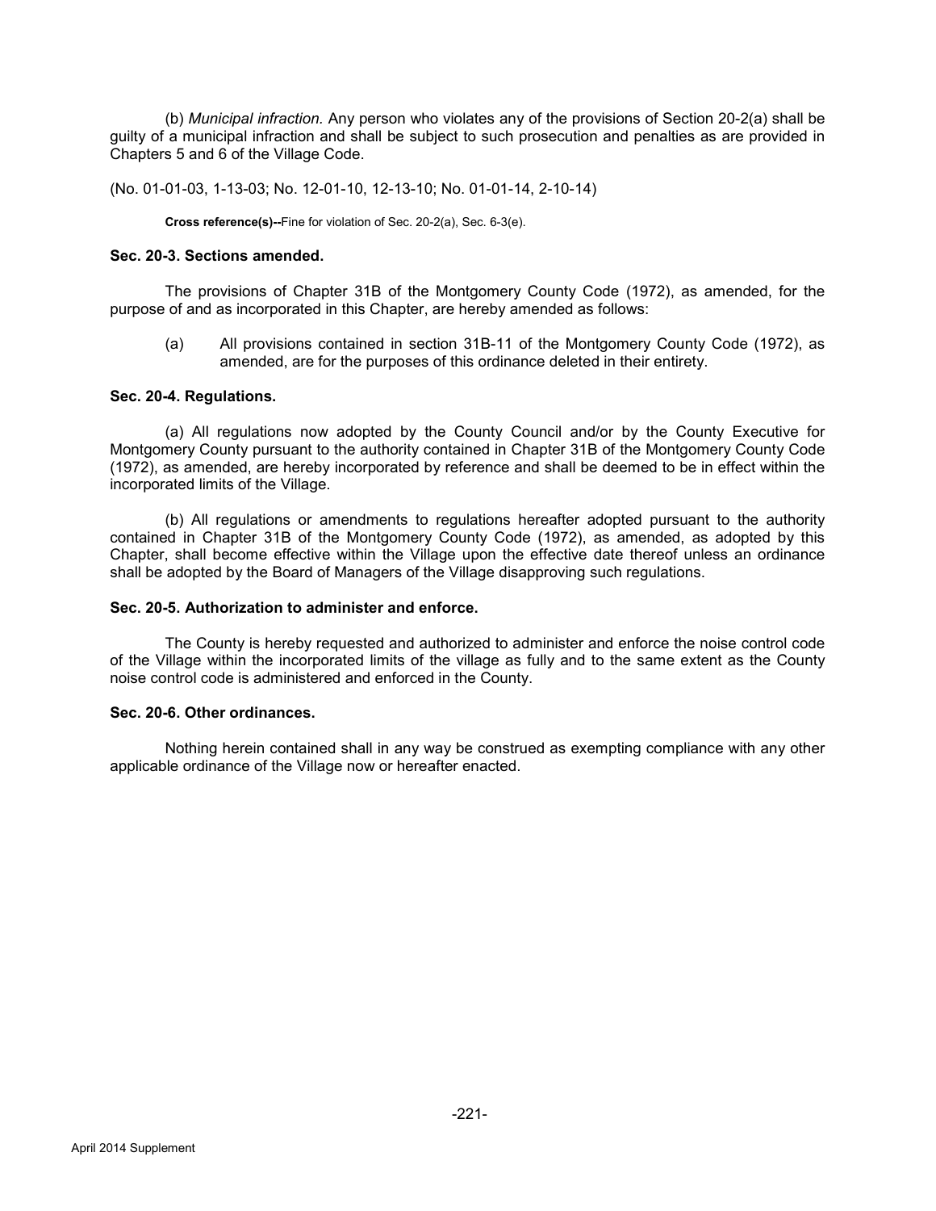(b) *Municipal infraction.* Any person who violates any of the provisions of Section 20-2(a) shall be guilty of a municipal infraction and shall be subject to such prosecution and penalties as are provided in Chapters 5 and 6 of the Village Code.

(No. 01-01-03, 1-13-03; No. 12-01-10, 12-13-10; No. 01-01-14, 2-10-14)

**Cross reference(s)--**Fine for violation of Sec. 20-2(a), Sec. 6-3(e).

**Sec. 20-3. Sections amended.**

The provisions of Chapter 31B of the Montgomery County Code (1972), as amended, for the purpose of and as incorporated in this Chapter, are hereby amended as follows:

(a) All provisions contained in section 31B-11 of the Montgomery County Code (1972), as amended, are for the purposes of this ordinance deleted in their entirety.

**Sec. 20-4. Regulations.**

(a) All regulations now adopted by the County Council and/or by the County Executive for Montgomery County pursuant to the authority contained in Chapter 31B of the Montgomery County Code (1972), as amended, are hereby incorporated by reference and shall be deemed to be in effect within the incorporated limits of the Village.

(b) All regulations or amendments to regulations hereafter adopted pursuant to the authority contained in Chapter 31B of the Montgomery County Code (1972), as amended, as adopted by this Chapter, shall become effective within the Village upon the effective date thereof unless an ordinance shall be adopted by the Board of Managers of the Village disapproving such regulations.

**Sec. 20-5. Authorization to administer and enforce.**

The County is hereby requested and authorized to administer and enforce the noise control code of the Village within the incorporated limits of the village as fully and to the same extent as the County noise control code is administered and enforced in the County.

**Sec. 20-6. Other ordinances.**

Nothing herein contained shall in any way be construed as exempting compliance with any other applicable ordinance of the Village now or hereafter enacted.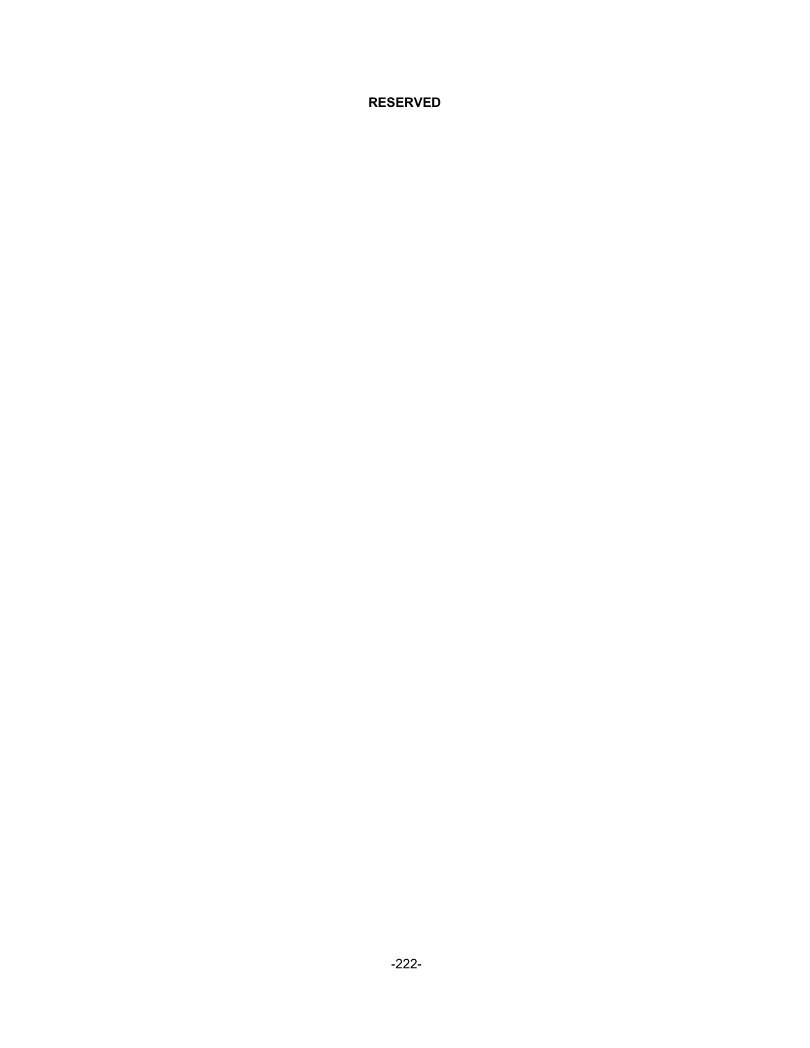**RESERVED**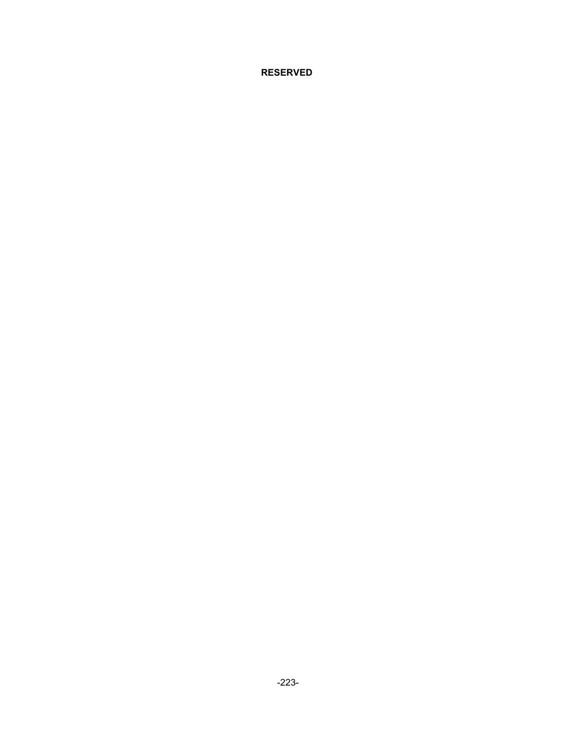**RESERVED**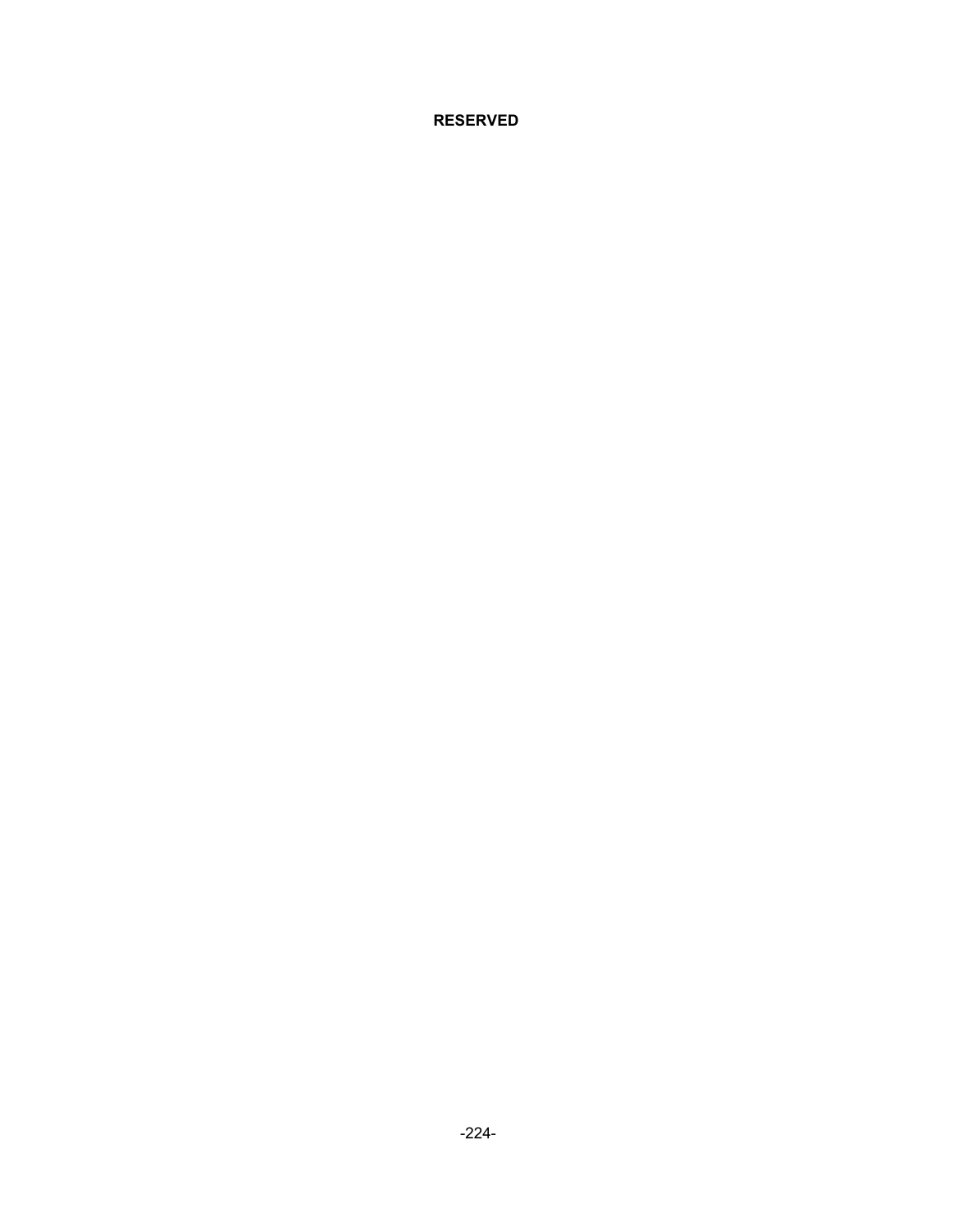**RESERVED**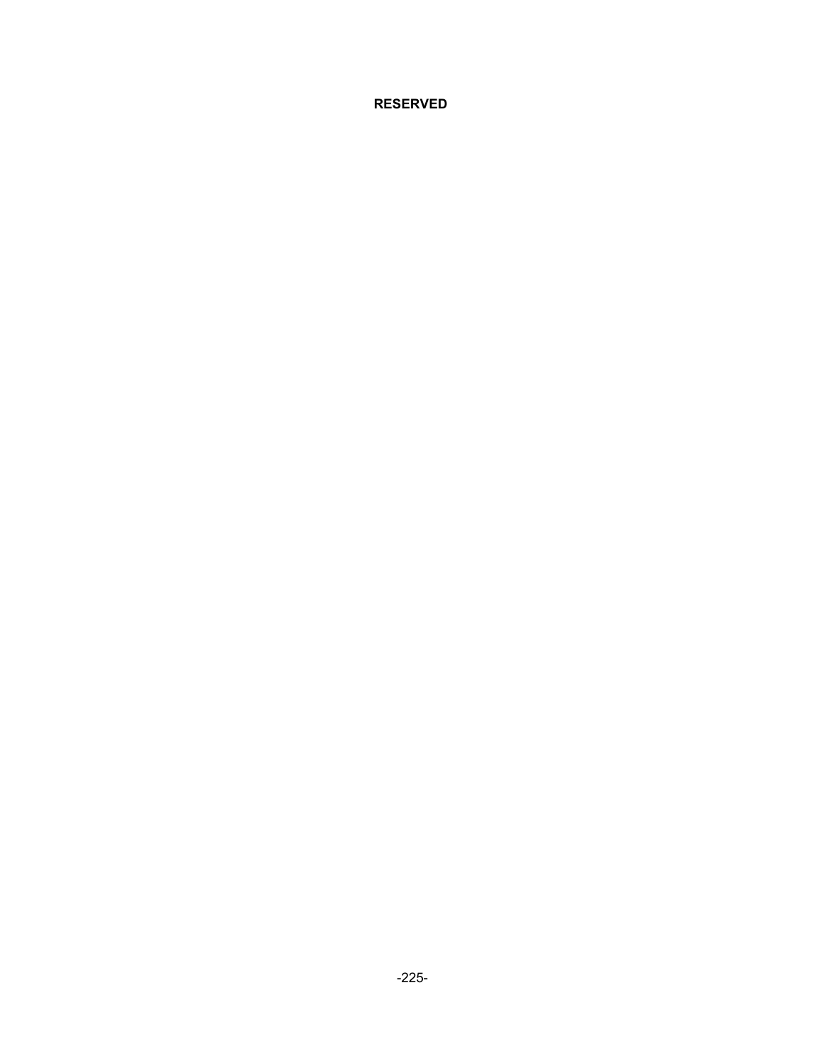**RESERVED**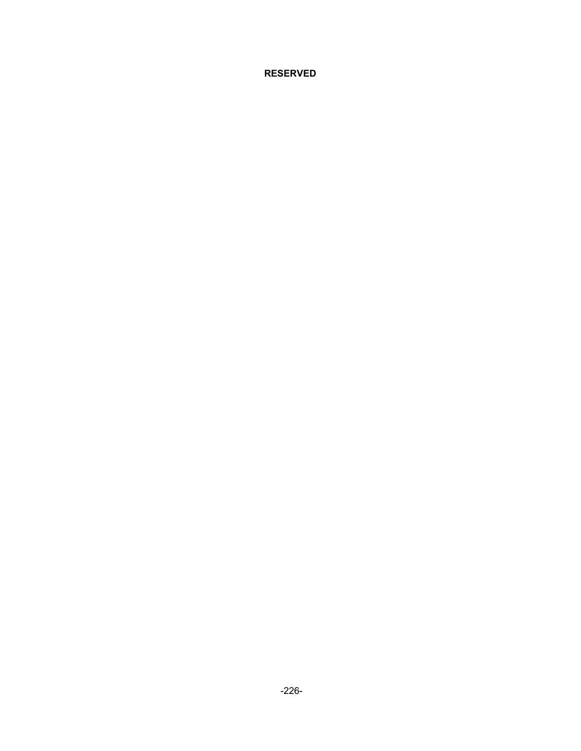**RESERVED**